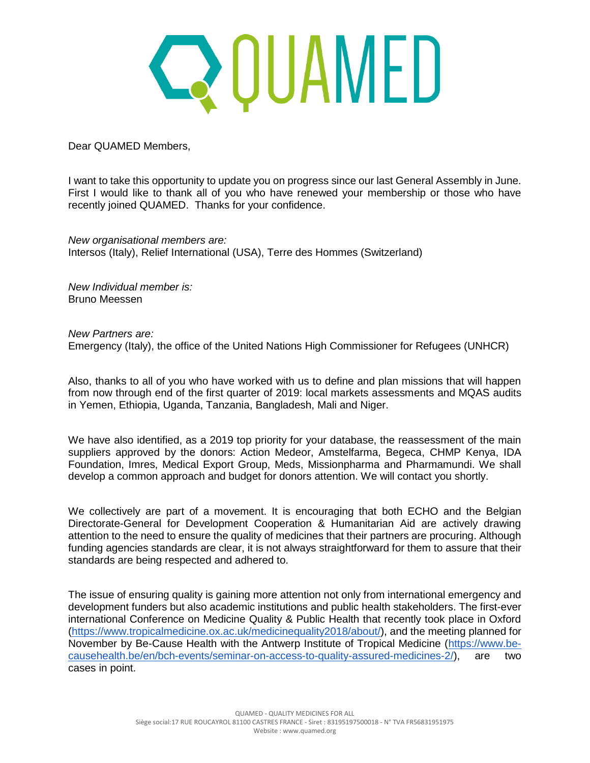# QUAMED

Dear QUAMED Members,

I want to take this opportunity to update you on progress since our last General Assembly in June. First I would like to thank all of you who have renewed your membership or those who have recently joined QUAMED. Thanks for your confidence.

*New organisational members are:*
Intersos (Italy), Relief International (USA), Terre des Hommes (Switzerland)

*New Individual member is:*
Bruno Meessen

*New Partners are:*
Emergency (Italy), the office of the United Nations High Commissioner for Refugees (UNHCR)

Also, thanks to all of you who have worked with us to define and plan missions that will happen from now through end of the first quarter of 2019: local markets assessments and MQAS audits in Yemen, Ethiopia, Uganda, Tanzania, Bangladesh, Mali and Niger.

We have also identified, as a 2019 top priority for your database, the reassessment of the main suppliers approved by the donors: Action Medeor, Amstelfarma, Begeca, CHMP Kenya, IDA Foundation, Imres, Medical Export Group, Meds, Missionpharma and Pharmamundi. We shall develop a common approach and budget for donors attention. We will contact you shortly.

We collectively are part of a movement. It is encouraging that both ECHO and the Belgian Directorate-General for Development Cooperation & Humanitarian Aid are actively drawing attention to the need to ensure the quality of medicines that their partners are procuring. Although funding agencies standards are clear, it is not always straightforward for them to assure that their standards are being respected and adhered to.

The issue of ensuring quality is gaining more attention not only from international emergency and development funders but also academic institutions and public health stakeholders. The first-ever international Conference on Medicine Quality & Public Health that recently took place in Oxford ([https://www.tropicalmedicine.ox.ac.uk/medicinequality2018/about/](https://www.tropicalmedicine.ox.ac.uk/medicinequality2018/about/)), and the meeting planned for November by Be-Cause Health with the Antwerp Institute of Tropical Medicine ([https://www.be-causehealth.be/en/bch-events/seminar-on-access-to-quality-assured-medicines-2/](https://www.be-causehealth.be/en/bch-events/seminar-on-access-to-quality-assured-medicines-2/)), are two cases in point.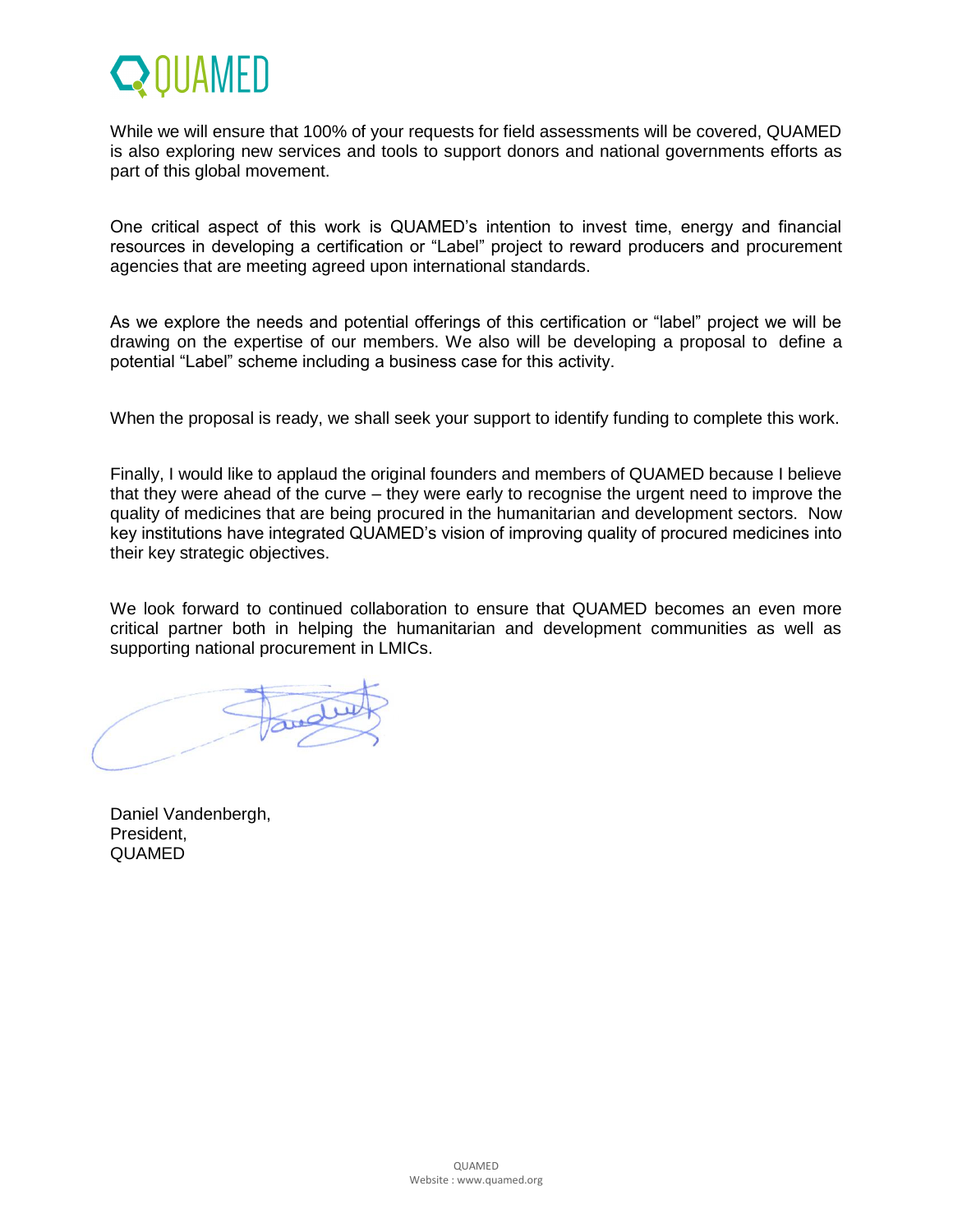While we will ensure that 100% of your requests for field assessments will be covered, QUAMED is also exploring new services and tools to support donors and national governments efforts as part of this global movement.

One critical aspect of this work is QUAMED's intention to invest time, energy and financial resources in developing a certification or "Label" project to reward producers and procurement agencies that are meeting agreed upon international standards.

As we explore the needs and potential offerings of this certification or "label" project we will be drawing on the expertise of our members. We also will be developing a proposal to define a potential "Label" scheme including a business case for this activity.

When the proposal is ready, we shall seek your support to identify funding to complete this work.

Finally, I would like to applaud the original founders and members of QUAMED because I believe that they were ahead of the curve – they were early to recognise the urgent need to improve the quality of medicines that are being procured in the humanitarian and development sectors. Now key institutions have integrated QUAMED's vision of improving quality of procured medicines into their key strategic objectives.

We look forward to continued collaboration to ensure that QUAMED becomes an even more critical partner both in helping the humanitarian and development communities as well as supporting national procurement in LMICs.

Daniel Vandenbergh,
President,
QUAMED